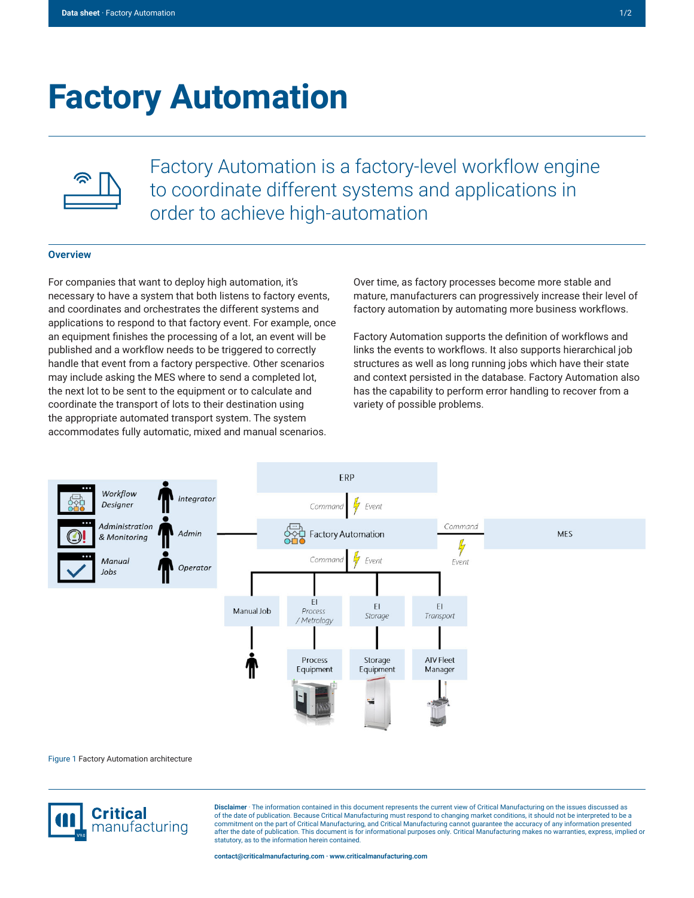# Factory Automation

Factory Automation is a factory-level workflow engine to coordinate different systems and applications in order to achieve high-automation

## Overview

For companies that want to deploy high automation, it's necessary to have a system that both listens to factory events, and coordinates and orchestrates the different systems and applications to respond to that factory event. For example, once an equipment finishes the processing of a lot, an event will be published and a workflow needs to be triggered to correctly handle that event from a factory perspective. Other scenarios may include asking the MES where to send a completed lot, the next lot to be sent to the equipment or to calculate and coordinate the transport of lots to their destination using the appropriate automated transport system. The system accommodates fully automatic, mixed and manual scenarios.

Over time, as factory processes become more stable and mature, manufacturers can progressively increase their level of factory automation by automating more business workflows.

Factory Automation supports the definition of workflows and links the events to workflows. It also supports hierarchical job structures as well as long running jobs which have their state and context persisted in the database. Factory Automation also has the capability to perform error handling to recover from a variety of possible problems.

Figure 1 Factory Automation architecture

**Disclaimer** · The information contained in this document represents the current view of Critical Manufacturing on the issues discussed as of the date of publication. Because Critical Manufacturing must respond to changing market conditions, it should not be interpreted to be a commitment on the part of Critical Manufacturing, and Critical Manufacturing cannot guarantee the accuracy of any information presented after the date of publication. This document is for informational purposes only. Critical Manufacturing makes no warranties, express, implied or statutory, as to the information herein contained.

**contact@criticalmanufacturing.com · www.criticalmanufacturing.com**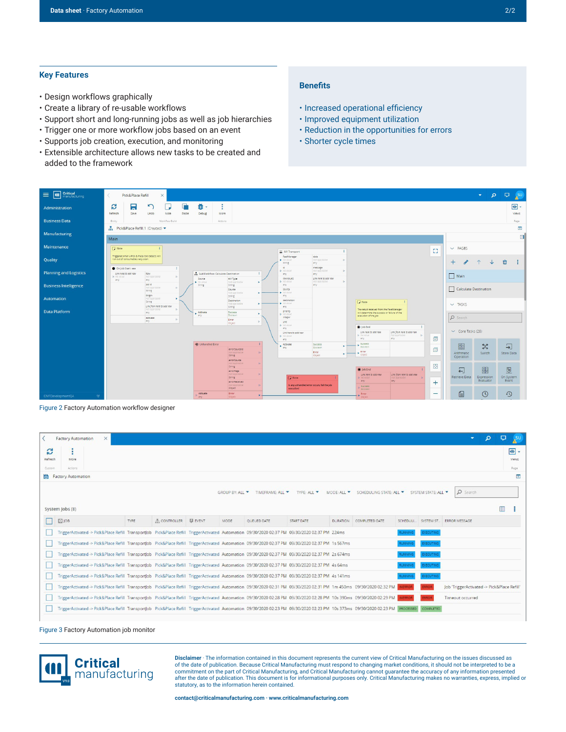## Key Features

- Design workflows graphically
- Create a library of re-usable workflows
- Support short and long-running jobs as well as job hierarchies
- Trigger one or more workflow jobs based on an event
- Supports job creation, execution, and monitoring
- Extensible architecture allows new tasks to be created and added to the framework

## Benefits

- Increased operational efficiency
- Improved equipment utilization
- Reduction in the opportunities for errors
- Shorter cycle times

Figure 2 Factory Automation workflow designer

Figure 3 Factory Automation job monitor

**Disclaimer** · The information contained in this document represents the current view of Critical Manufacturing on the issues discussed as of the date of publication. Because Critical Manufacturing must respond to changing market conditions, it should not be interpreted to be a commitment on the part of Critical Manufacturing, and Critical Manufacturing cannot guarantee the accuracy of any information presented after the date of publication. This document is for informational purposes only. Critical Manufacturing makes no warranties, express, implied or statutory, as to the information herein contained.

**contact@criticalmanufacturing.com · www.criticalmanufacturing.com**